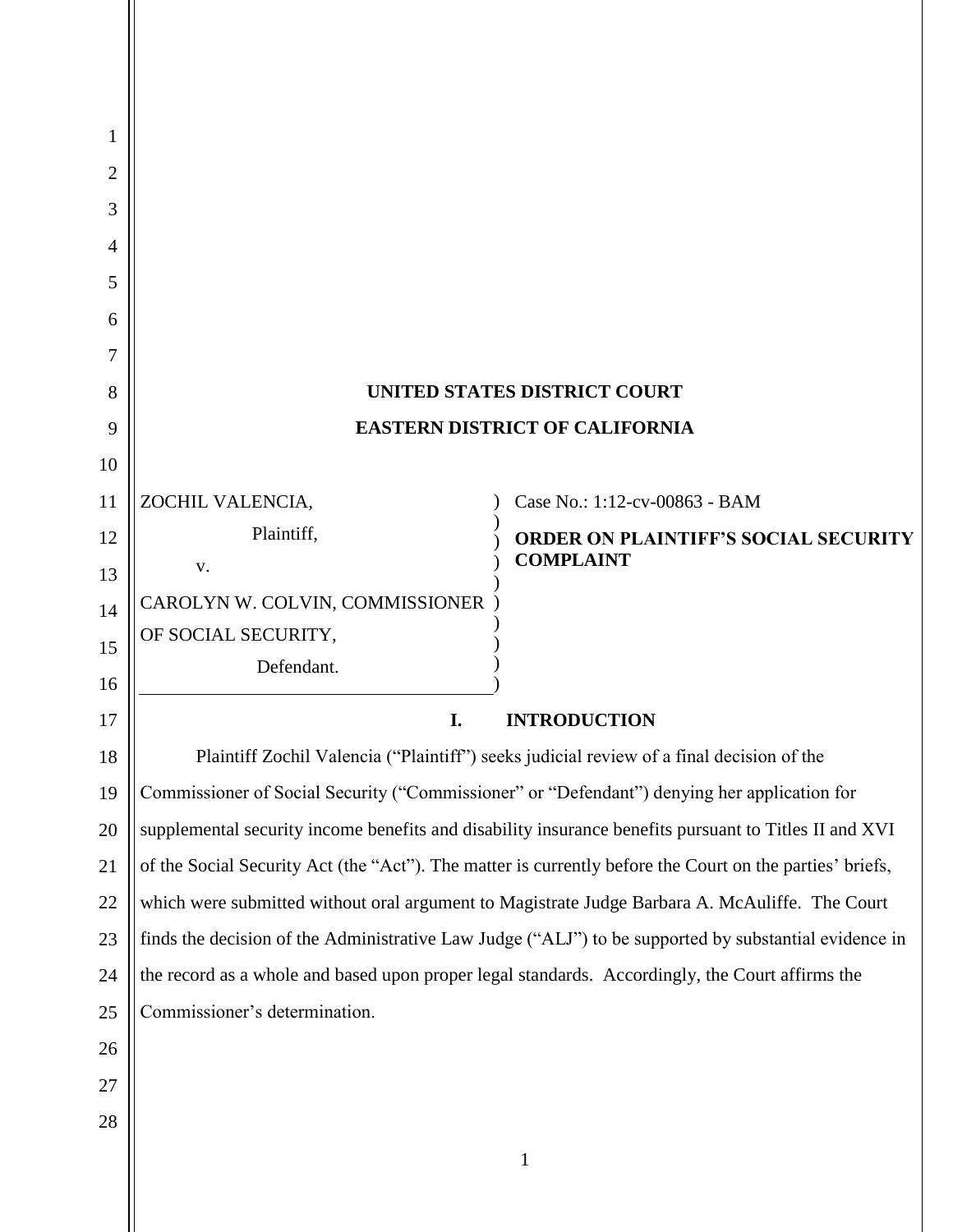**UNITED STATES DISTRICT COURT**

**EASTERN DISTRICT OF CALIFORNIA**

| | |
|---|---|
| ZOCHIL VALENCIA,<br>Plaintiff,<br>v.<br>CAROLYN W. COLVIN, COMMISSIONER OF SOCIAL SECURITY,<br>Defendant. | Case No.: 1:12-cv-00863 - BAM<br>**ORDER ON PLAINTIFF'S SOCIAL SECURITY COMPLAINT** |

## I. INTRODUCTION

Plaintiff Zochil Valencia ("Plaintiff") seeks judicial review of a final decision of the Commissioner of Social Security ("Commissioner" or "Defendant") denying her application for supplemental security income benefits and disability insurance benefits pursuant to Titles II and XVI of the Social Security Act (the "Act"). The matter is currently before the Court on the parties' briefs, which were submitted without oral argument to Magistrate Judge Barbara A. McAuliffe. The Court finds the decision of the Administrative Law Judge ("ALJ") to be supported by substantial evidence in the record as a whole and based upon proper legal standards. Accordingly, the Court affirms the Commissioner's determination.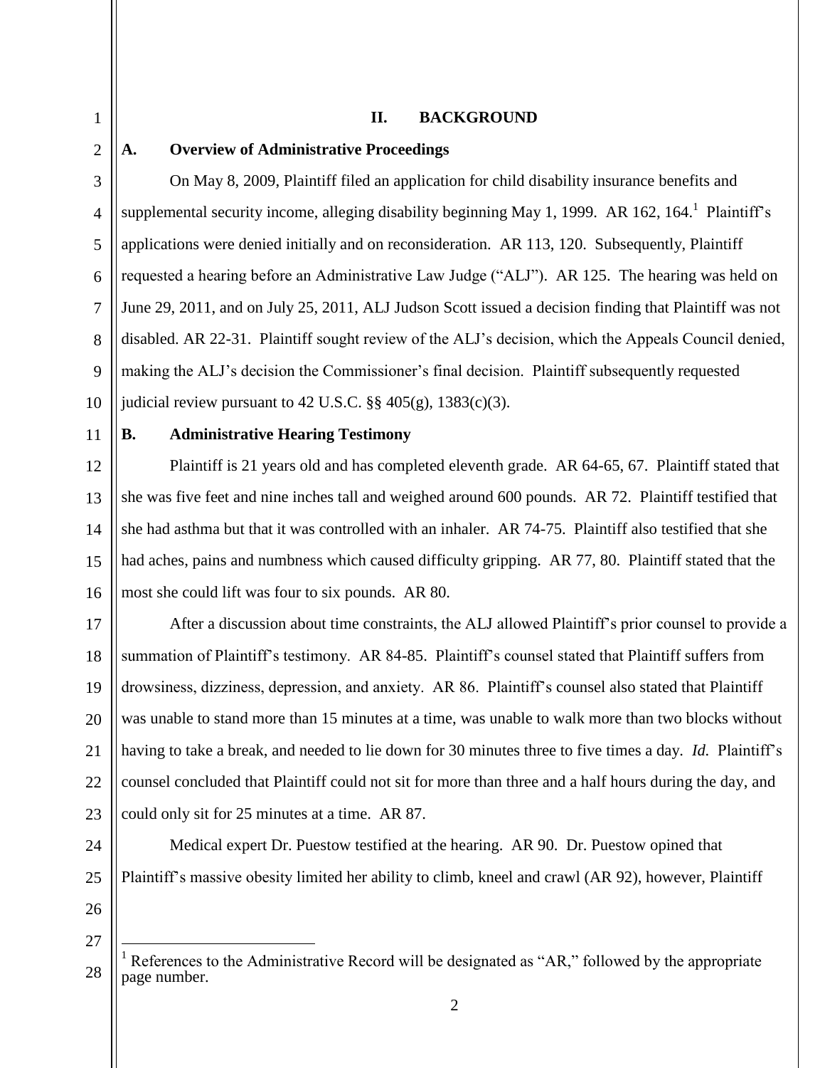## II. BACKGROUND

### A. Overview of Administrative Proceedings

On May 8, 2009, Plaintiff filed an application for child disability insurance benefits and supplemental security income, alleging disability beginning May 1, 1999. AR 162, 164.[1] Plaintiff's applications were denied initially and on reconsideration. AR 113, 120. Subsequently, Plaintiff requested a hearing before an Administrative Law Judge ("ALJ"). AR 125. The hearing was held on June 29, 2011, and on July 25, 2011, ALJ Judson Scott issued a decision finding that Plaintiff was not disabled. AR 22-31. Plaintiff sought review of the ALJ's decision, which the Appeals Council denied, making the ALJ's decision the Commissioner's final decision. Plaintiff subsequently requested judicial review pursuant to 42 U.S.C. §§ 405(g), 1383(c)(3).

### B. Administrative Hearing Testimony

Plaintiff is 21 years old and has completed eleventh grade. AR 64-65, 67. Plaintiff stated that she was five feet and nine inches tall and weighed around 600 pounds. AR 72. Plaintiff testified that she had asthma but that it was controlled with an inhaler. AR 74-75. Plaintiff also testified that she had aches, pains and numbness which caused difficulty gripping. AR 77, 80. Plaintiff stated that the most she could lift was four to six pounds. AR 80.

After a discussion about time constraints, the ALJ allowed Plaintiff's prior counsel to provide a summation of Plaintiff's testimony. AR 84-85. Plaintiff's counsel stated that Plaintiff suffers from drowsiness, dizziness, depression, and anxiety. AR 86. Plaintiff's counsel also stated that Plaintiff was unable to stand more than 15 minutes at a time, was unable to walk more than two blocks without having to take a break, and needed to lie down for 30 minutes three to five times a day. *Id.* Plaintiff's counsel concluded that Plaintiff could not sit for more than three and a half hours during the day, and could only sit for 25 minutes at a time. AR 87.

Medical expert Dr. Puestow testified at the hearing. AR 90. Dr. Puestow opined that Plaintiff's massive obesity limited her ability to climb, kneel and crawl (AR 92), however, Plaintiff

[1] References to the Administrative Record will be designated as "AR," followed by the appropriate page number.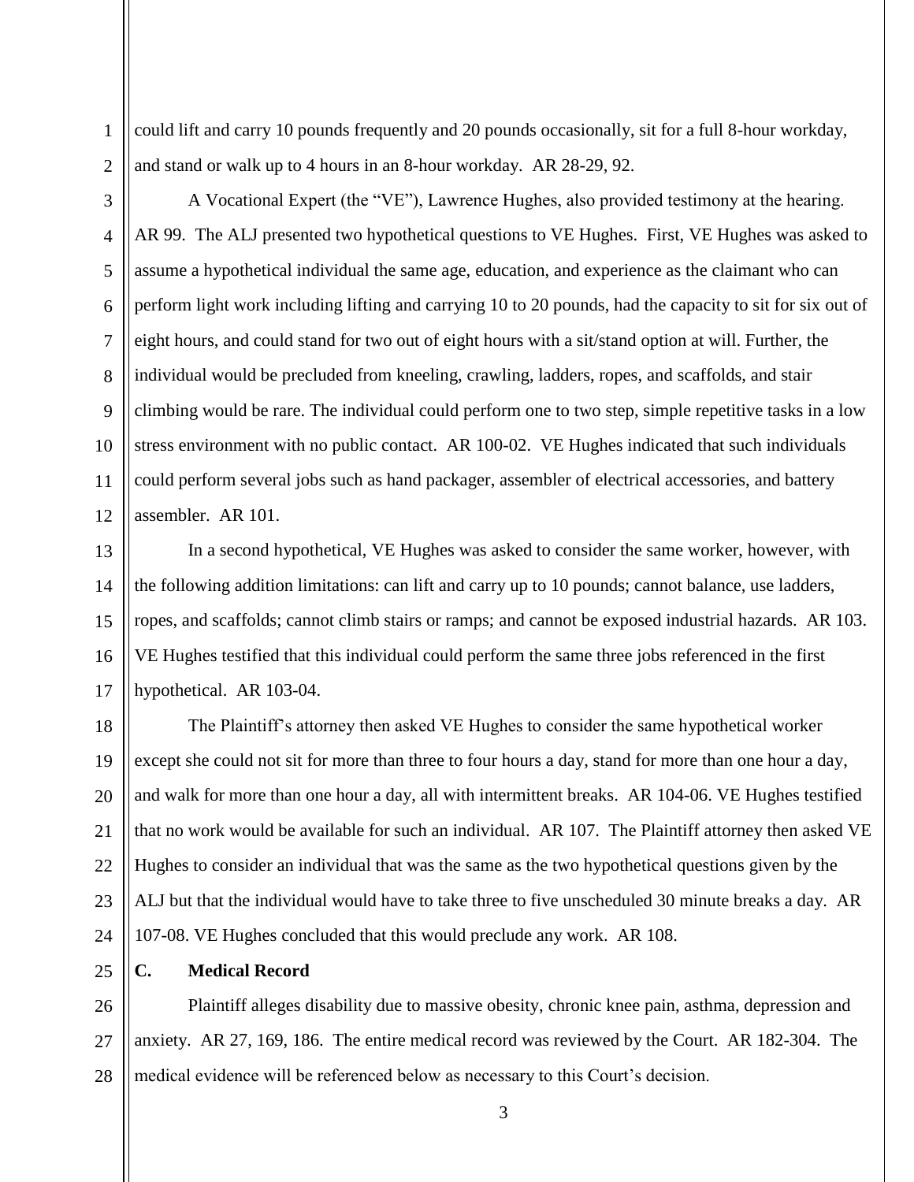could lift and carry 10 pounds frequently and 20 pounds occasionally, sit for a full 8-hour workday, and stand or walk up to 4 hours in an 8-hour workday. AR 28-29, 92.

A Vocational Expert (the "VE"), Lawrence Hughes, also provided testimony at the hearing. AR 99. The ALJ presented two hypothetical questions to VE Hughes. First, VE Hughes was asked to assume a hypothetical individual the same age, education, and experience as the claimant who can perform light work including lifting and carrying 10 to 20 pounds, had the capacity to sit for six out of eight hours, and could stand for two out of eight hours with a sit/stand option at will. Further, the individual would be precluded from kneeling, crawling, ladders, ropes, and scaffolds, and stair climbing would be rare. The individual could perform one to two step, simple repetitive tasks in a low stress environment with no public contact. AR 100-02. VE Hughes indicated that such individuals could perform several jobs such as hand packager, assembler of electrical accessories, and battery assembler. AR 101.

In a second hypothetical, VE Hughes was asked to consider the same worker, however, with the following addition limitations: can lift and carry up to 10 pounds; cannot balance, use ladders, ropes, and scaffolds; cannot climb stairs or ramps; and cannot be exposed industrial hazards. AR 103. VE Hughes testified that this individual could perform the same three jobs referenced in the first hypothetical. AR 103-04.

The Plaintiff's attorney then asked VE Hughes to consider the same hypothetical worker except she could not sit for more than three to four hours a day, stand for more than one hour a day, and walk for more than one hour a day, all with intermittent breaks. AR 104-06. VE Hughes testified that no work would be available for such an individual. AR 107. The Plaintiff attorney then asked VE Hughes to consider an individual that was the same as the two hypothetical questions given by the ALJ but that the individual would have to take three to five unscheduled 30 minute breaks a day. AR 107-08. VE Hughes concluded that this would preclude any work. AR 108.

**C. Medical Record**

Plaintiff alleges disability due to massive obesity, chronic knee pain, asthma, depression and anxiety. AR 27, 169, 186. The entire medical record was reviewed by the Court. AR 182-304. The medical evidence will be referenced below as necessary to this Court's decision.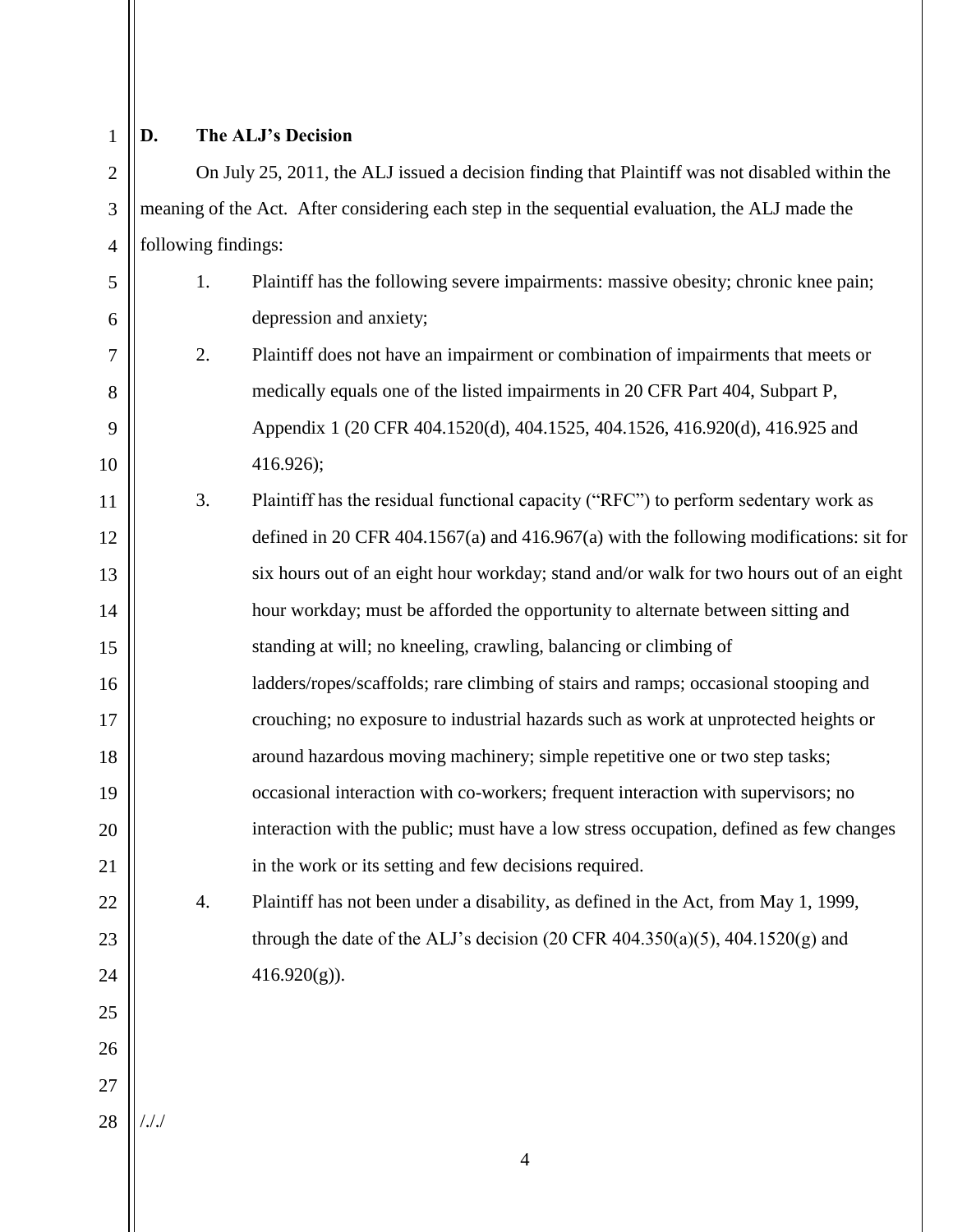### D. The ALJ's Decision

On July 25, 2011, the ALJ issued a decision finding that Plaintiff was not disabled within the meaning of the Act. After considering each step in the sequential evaluation, the ALJ made the following findings:

1. Plaintiff has the following severe impairments: massive obesity; chronic knee pain; depression and anxiety;
2. Plaintiff does not have an impairment or combination of impairments that meets or medically equals one of the listed impairments in 20 CFR Part 404, Subpart P, Appendix 1 (20 CFR 404.1520(d), 404.1525, 404.1526, 416.920(d), 416.925 and 416.926);
3. Plaintiff has the residual functional capacity ("RFC") to perform sedentary work as defined in 20 CFR 404.1567(a) and 416.967(a) with the following modifications: sit for six hours out of an eight hour workday; stand and/or walk for two hours out of an eight hour workday; must be afforded the opportunity to alternate between sitting and standing at will; no kneeling, crawling, balancing or climbing of ladders/ropes/scaffolds; rare climbing of stairs and ramps; occasional stooping and crouching; no exposure to industrial hazards such as work at unprotected heights or around hazardous moving machinery; simple repetitive one or two step tasks; occasional interaction with co-workers; frequent interaction with supervisors; no interaction with the public; must have a low stress occupation, defined as few changes in the work or its setting and few decisions required.
4. Plaintiff has not been under a disability, as defined in the Act, from May 1, 1999, through the date of the ALJ's decision (20 CFR 404.350(a)(5), 404.1520(g) and 416.920(g)).

/./.../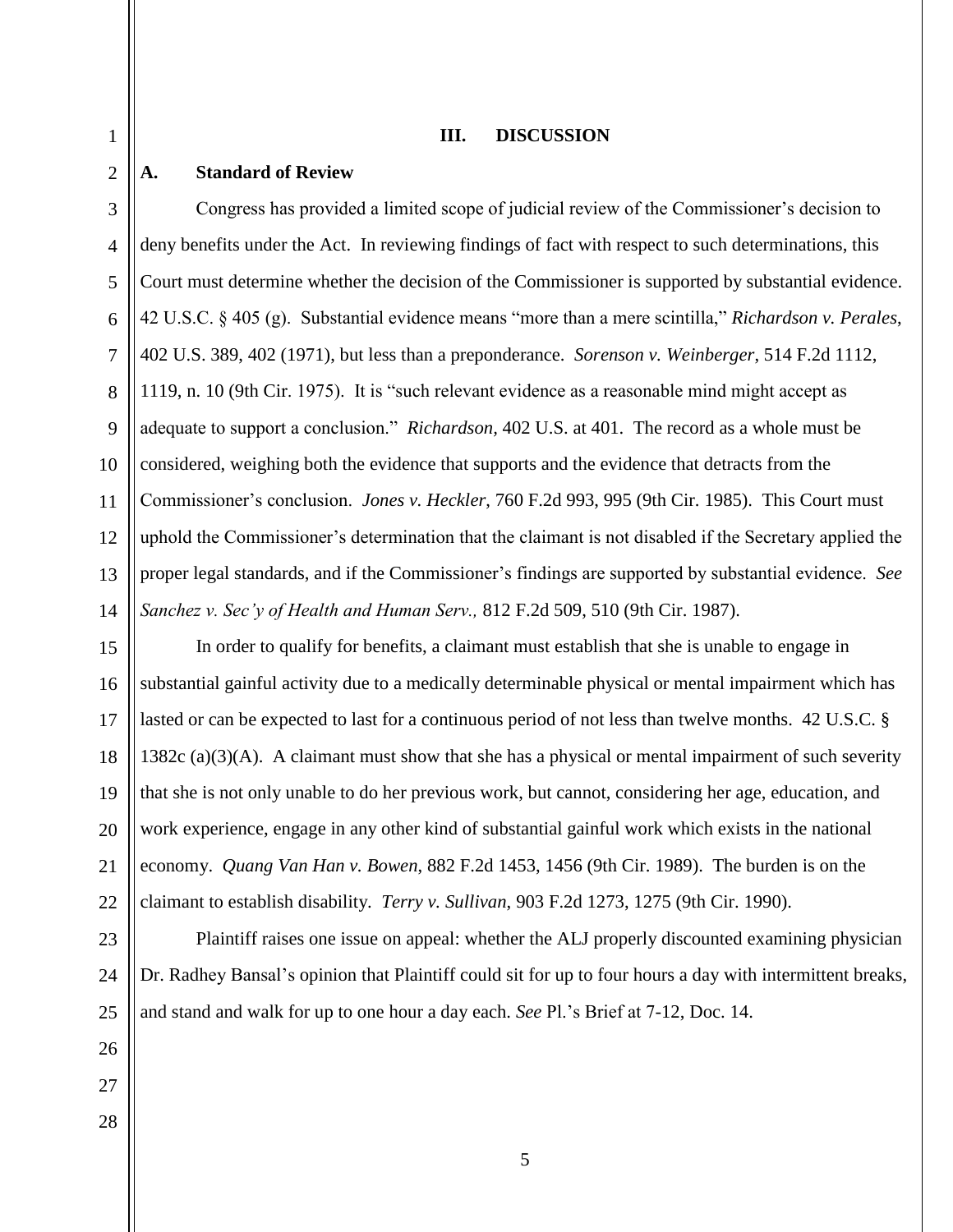## III. DISCUSSION

### A. Standard of Review

Congress has provided a limited scope of judicial review of the Commissioner's decision to deny benefits under the Act. In reviewing findings of fact with respect to such determinations, this Court must determine whether the decision of the Commissioner is supported by substantial evidence. 42 U.S.C. § 405 (g). Substantial evidence means "more than a mere scintilla," *Richardson v. Perales*, 402 U.S. 389, 402 (1971), but less than a preponderance. *Sorenson v. Weinberger*, 514 F.2d 1112, 1119, n. 10 (9th Cir. 1975). It is "such relevant evidence as a reasonable mind might accept as adequate to support a conclusion." *Richardson*, 402 U.S. at 401. The record as a whole must be considered, weighing both the evidence that supports and the evidence that detracts from the Commissioner's conclusion. *Jones v. Heckler*, 760 F.2d 993, 995 (9th Cir. 1985). This Court must uphold the Commissioner's determination that the claimant is not disabled if the Secretary applied the proper legal standards, and if the Commissioner's findings are supported by substantial evidence. *See Sanchez v. Sec'y of Health and Human Serv.,* 812 F.2d 509, 510 (9th Cir. 1987).

In order to qualify for benefits, a claimant must establish that she is unable to engage in substantial gainful activity due to a medically determinable physical or mental impairment which has lasted or can be expected to last for a continuous period of not less than twelve months. 42 U.S.C. § 1382c (a)(3)(A). A claimant must show that she has a physical or mental impairment of such severity that she is not only unable to do her previous work, but cannot, considering her age, education, and work experience, engage in any other kind of substantial gainful work which exists in the national economy. *Quang Van Han v. Bowen*, 882 F.2d 1453, 1456 (9th Cir. 1989). The burden is on the claimant to establish disability. *Terry v. Sullivan*, 903 F.2d 1273, 1275 (9th Cir. 1990).

Plaintiff raises one issue on appeal: whether the ALJ properly discounted examining physician Dr. Radhey Bansal's opinion that Plaintiff could sit for up to four hours a day with intermittent breaks, and stand and walk for up to one hour a day each. *See* Pl.'s Brief at 7-12, Doc. 14.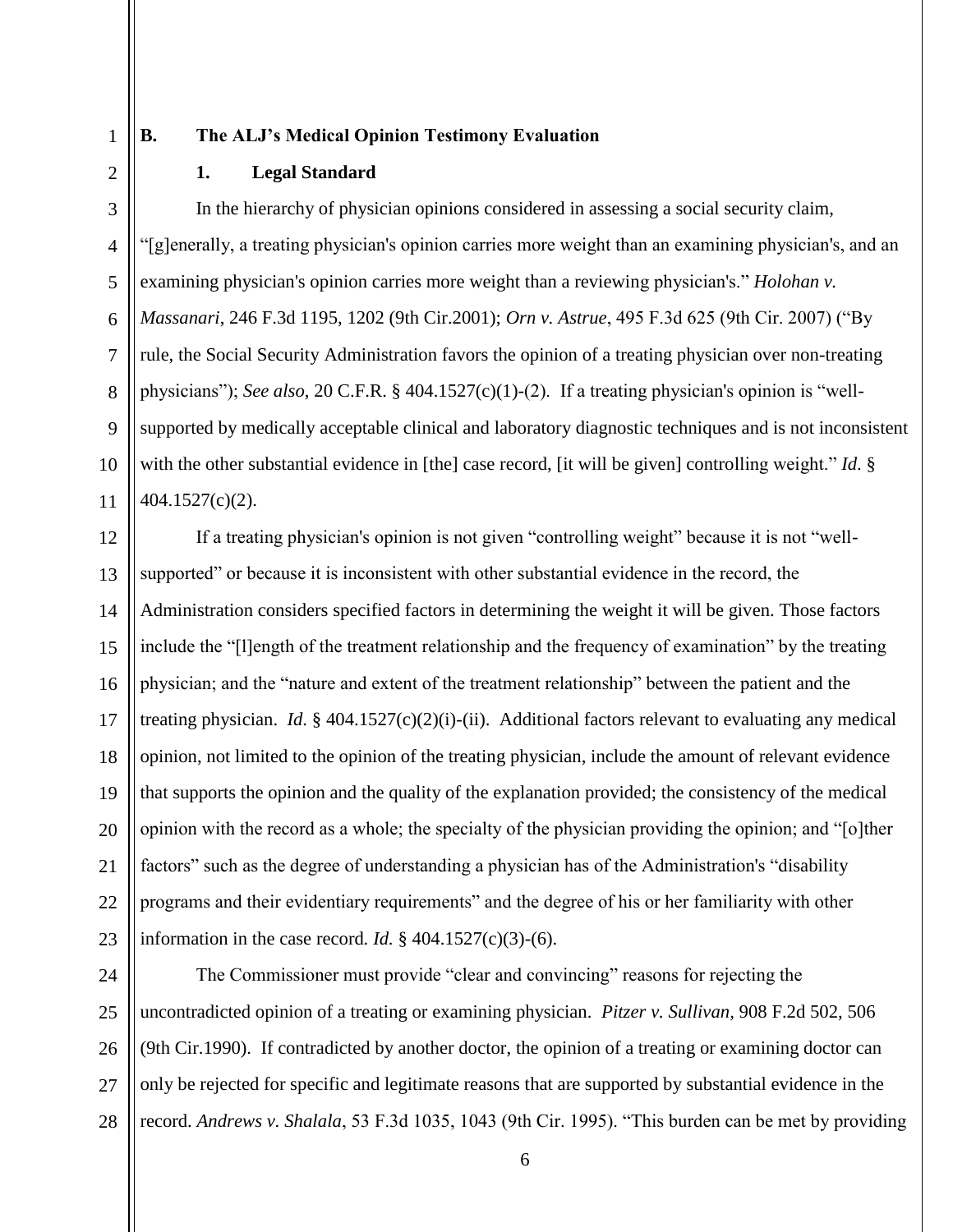### B. The ALJ's Medical Opinion Testimony Evaluation

#### 1. Legal Standard

In the hierarchy of physician opinions considered in assessing a social security claim, "[g]enerally, a treating physician's opinion carries more weight than an examining physician's, and an examining physician's opinion carries more weight than a reviewing physician's." *Holohan v. Massanari*, 246 F.3d 1195, 1202 (9th Cir.2001); *Orn v. Astrue*, 495 F.3d 625 (9th Cir. 2007) ("By rule, the Social Security Administration favors the opinion of a treating physician over non-treating physicians"); *See also*, 20 C.F.R. § 404.1527(c)(1)-(2). If a treating physician's opinion is "well-supported by medically acceptable clinical and laboratory diagnostic techniques and is not inconsistent with the other substantial evidence in [the] case record, [it will be given] controlling weight." *Id*. § 404.1527(c)(2).

If a treating physician's opinion is not given "controlling weight" because it is not "well-supported" or because it is inconsistent with other substantial evidence in the record, the Administration considers specified factors in determining the weight it will be given. Those factors include the "[l]ength of the treatment relationship and the frequency of examination" by the treating physician; and the "nature and extent of the treatment relationship" between the patient and the treating physician. *Id*. § 404.1527(c)(2)(i)-(ii). Additional factors relevant to evaluating any medical opinion, not limited to the opinion of the treating physician, include the amount of relevant evidence that supports the opinion and the quality of the explanation provided; the consistency of the medical opinion with the record as a whole; the specialty of the physician providing the opinion; and "[o]ther factors" such as the degree of understanding a physician has of the Administration's "disability programs and their evidentiary requirements" and the degree of his or her familiarity with other information in the case record. *Id.* § 404.1527(c)(3)-(6).

The Commissioner must provide "clear and convincing" reasons for rejecting the uncontradicted opinion of a treating or examining physician. *Pitzer v. Sullivan*, 908 F.2d 502, 506 (9th Cir.1990). If contradicted by another doctor, the opinion of a treating or examining doctor can only be rejected for specific and legitimate reasons that are supported by substantial evidence in the record. *Andrews v. Shalala*, 53 F.3d 1035, 1043 (9th Cir. 1995). "This burden can be met by providing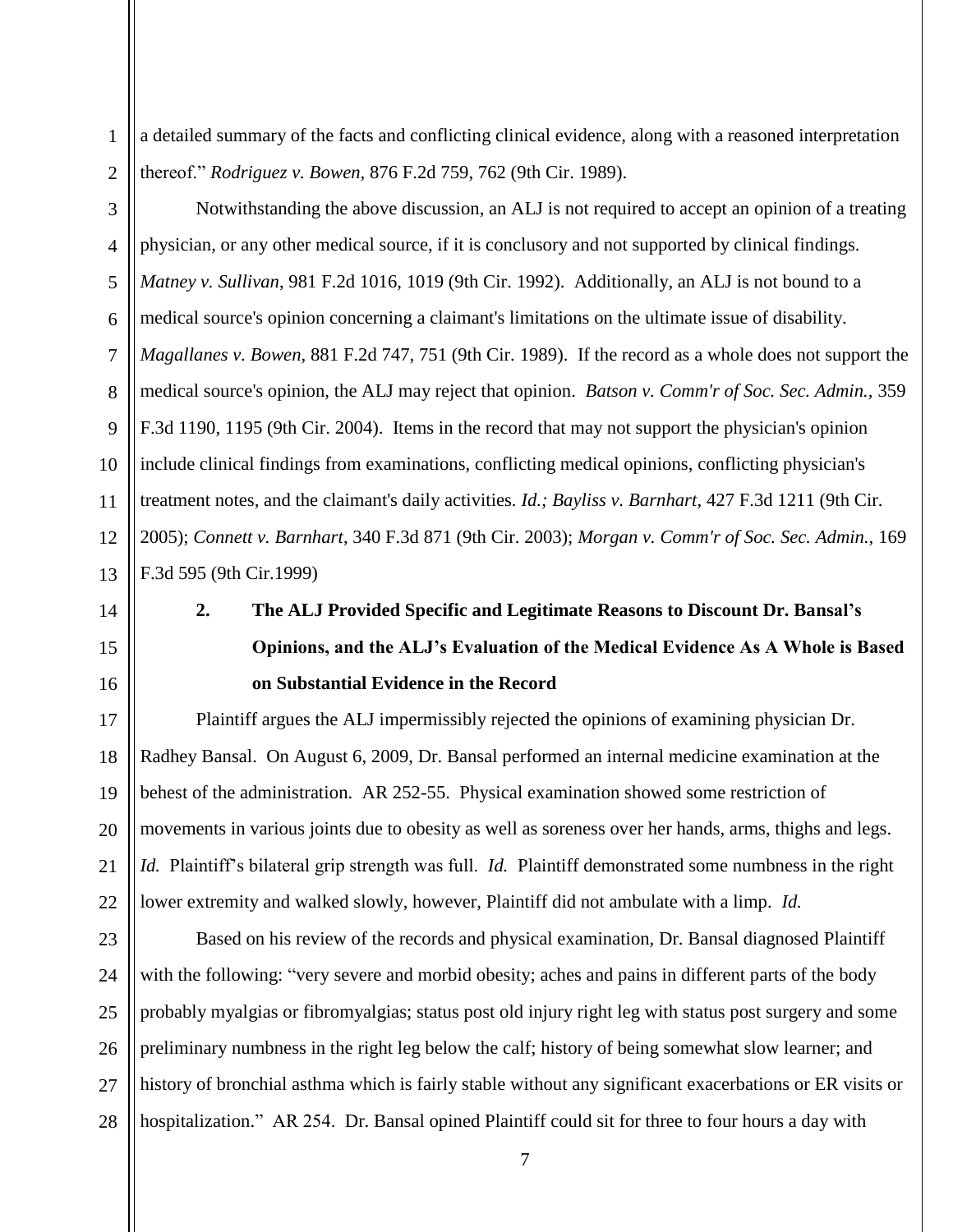a detailed summary of the facts and conflicting clinical evidence, along with a reasoned interpretation thereof." *Rodriguez v. Bowen,* 876 F.2d 759, 762 (9th Cir. 1989).

Notwithstanding the above discussion, an ALJ is not required to accept an opinion of a treating physician, or any other medical source, if it is conclusory and not supported by clinical findings. *Matney v. Sullivan*, 981 F.2d 1016, 1019 (9th Cir. 1992). Additionally, an ALJ is not bound to a medical source's opinion concerning a claimant's limitations on the ultimate issue of disability. *Magallanes v. Bowen*, 881 F.2d 747, 751 (9th Cir. 1989). If the record as a whole does not support the medical source's opinion, the ALJ may reject that opinion. *Batson v. Comm'r of Soc. Sec. Admin.,* 359 F.3d 1190, 1195 (9th Cir. 2004). Items in the record that may not support the physician's opinion include clinical findings from examinations, conflicting medical opinions, conflicting physician's treatment notes, and the claimant's daily activities. *Id.; Bayliss v. Barnhart*, 427 F.3d 1211 (9th Cir. 2005); *Connett v. Barnhart*, 340 F.3d 871 (9th Cir. 2003); *Morgan v. Comm'r of Soc. Sec. Admin.,* 169 F.3d 595 (9th Cir.1999)

### 2. The ALJ Provided Specific and Legitimate Reasons to Discount Dr. Bansal's Opinions, and the ALJ's Evaluation of the Medical Evidence As A Whole is Based on Substantial Evidence in the Record

Plaintiff argues the ALJ impermissibly rejected the opinions of examining physician Dr. Radhey Bansal. On August 6, 2009, Dr. Bansal performed an internal medicine examination at the behest of the administration. AR 252-55. Physical examination showed some restriction of movements in various joints due to obesity as well as soreness over her hands, arms, thighs and legs. *Id.* Plaintiff's bilateral grip strength was full. *Id.* Plaintiff demonstrated some numbness in the right lower extremity and walked slowly, however, Plaintiff did not ambulate with a limp. *Id.*

Based on his review of the records and physical examination, Dr. Bansal diagnosed Plaintiff with the following: "very severe and morbid obesity; aches and pains in different parts of the body probably myalgias or fibromyalgias; status post old injury right leg with status post surgery and some preliminary numbness in the right leg below the calf; history of being somewhat slow learner; and history of bronchial asthma which is fairly stable without any significant exacerbations or ER visits or hospitalization." AR 254. Dr. Bansal opined Plaintiff could sit for three to four hours a day with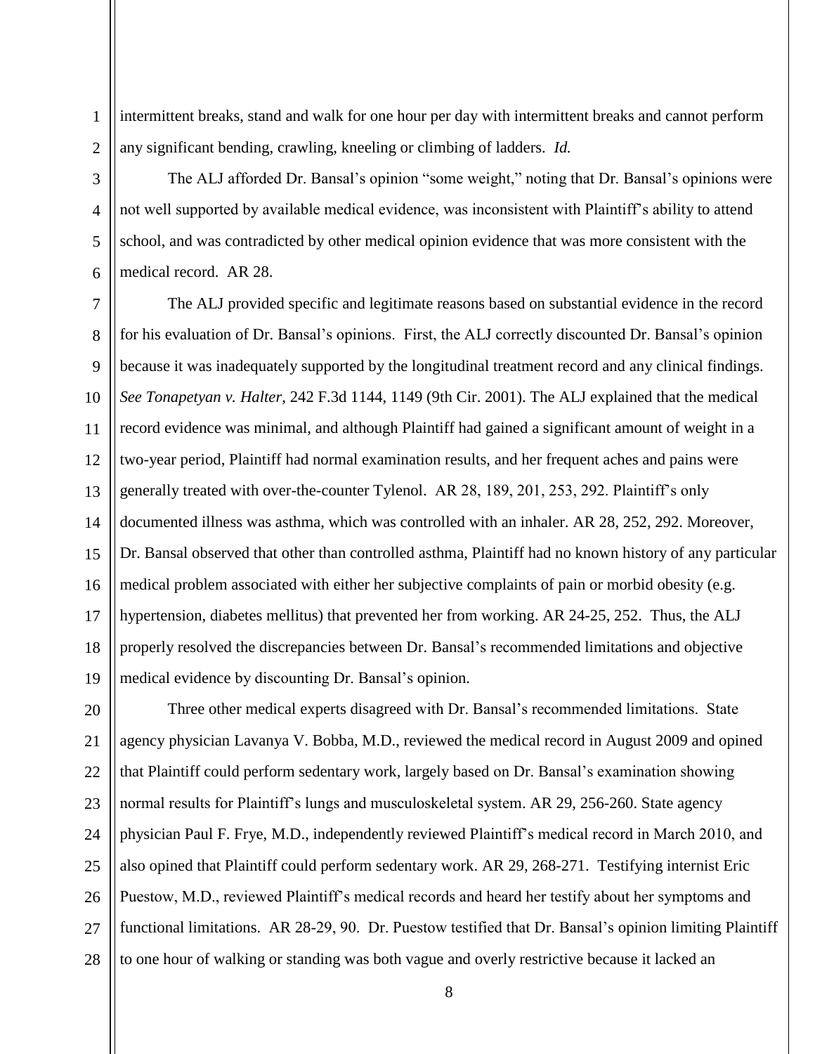intermittent breaks, stand and walk for one hour per day with intermittent breaks and cannot perform any significant bending, crawling, kneeling or climbing of ladders. *Id.*

The ALJ afforded Dr. Bansal's opinion "some weight," noting that Dr. Bansal's opinions were not well supported by available medical evidence, was inconsistent with Plaintiff's ability to attend school, and was contradicted by other medical opinion evidence that was more consistent with the medical record. AR 28.

The ALJ provided specific and legitimate reasons based on substantial evidence in the record for his evaluation of Dr. Bansal's opinions. First, the ALJ correctly discounted Dr. Bansal's opinion because it was inadequately supported by the longitudinal treatment record and any clinical findings. *See Tonapetyan v. Halter*, 242 F.3d 1144, 1149 (9th Cir. 2001). The ALJ explained that the medical record evidence was minimal, and although Plaintiff had gained a significant amount of weight in a two-year period, Plaintiff had normal examination results, and her frequent aches and pains were generally treated with over-the-counter Tylenol. AR 28, 189, 201, 253, 292. Plaintiff's only documented illness was asthma, which was controlled with an inhaler. AR 28, 252, 292. Moreover, Dr. Bansal observed that other than controlled asthma, Plaintiff had no known history of any particular medical problem associated with either her subjective complaints of pain or morbid obesity (e.g. hypertension, diabetes mellitus) that prevented her from working. AR 24-25, 252. Thus, the ALJ properly resolved the discrepancies between Dr. Bansal's recommended limitations and objective medical evidence by discounting Dr. Bansal's opinion.

Three other medical experts disagreed with Dr. Bansal's recommended limitations. State agency physician Lavanya V. Bobba, M.D., reviewed the medical record in August 2009 and opined that Plaintiff could perform sedentary work, largely based on Dr. Bansal's examination showing normal results for Plaintiff's lungs and musculoskeletal system. AR 29, 256-260. State agency physician Paul F. Frye, M.D., independently reviewed Plaintiff's medical record in March 2010, and also opined that Plaintiff could perform sedentary work. AR 29, 268-271. Testifying internist Eric Puestow, M.D., reviewed Plaintiff's medical records and heard her testify about her symptoms and functional limitations. AR 28-29, 90. Dr. Puestow testified that Dr. Bansal's opinion limiting Plaintiff to one hour of walking or standing was both vague and overly restrictive because it lacked an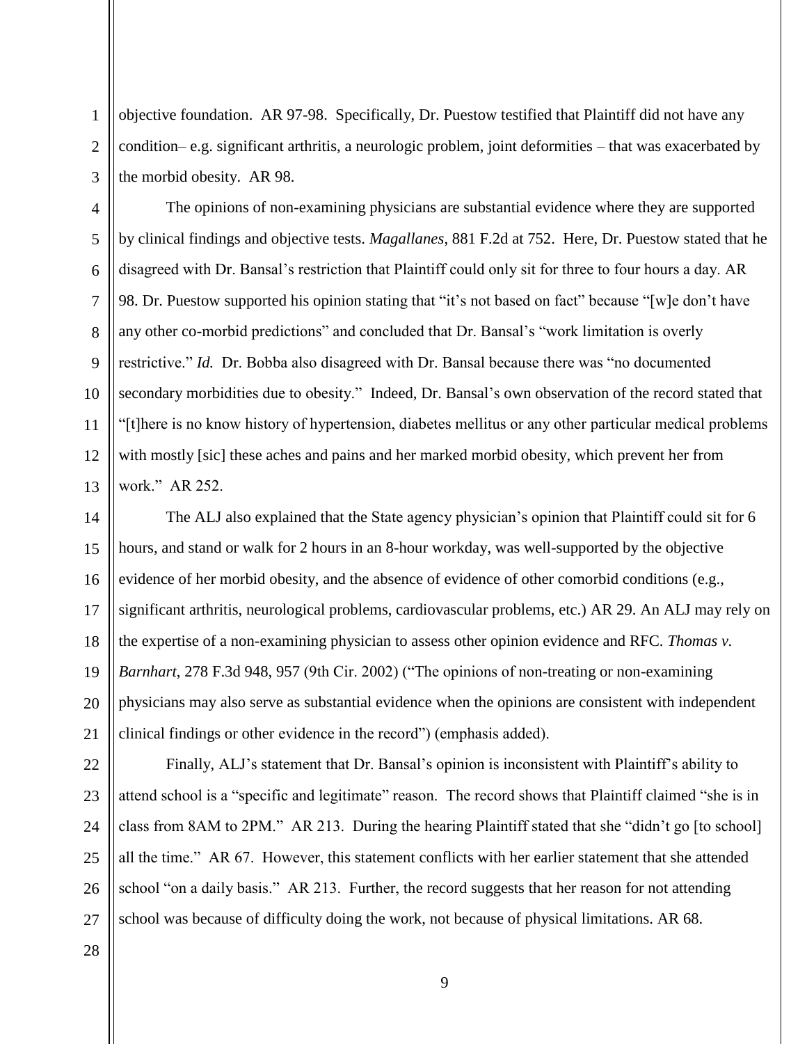objective foundation. AR 97-98. Specifically, Dr. Puestow testified that Plaintiff did not have any condition– e.g. significant arthritis, a neurologic problem, joint deformities – that was exacerbated by the morbid obesity. AR 98.

The opinions of non-examining physicians are substantial evidence where they are supported by clinical findings and objective tests. *Magallanes*, 881 F.2d at 752. Here, Dr. Puestow stated that he disagreed with Dr. Bansal's restriction that Plaintiff could only sit for three to four hours a day. AR 98. Dr. Puestow supported his opinion stating that "it's not based on fact" because "[w]e don't have any other co-morbid predictions" and concluded that Dr. Bansal's "work limitation is overly restrictive." *Id.* Dr. Bobba also disagreed with Dr. Bansal because there was "no documented secondary morbidities due to obesity." Indeed, Dr. Bansal's own observation of the record stated that "[t]here is no know history of hypertension, diabetes mellitus or any other particular medical problems with mostly [sic] these aches and pains and her marked morbid obesity, which prevent her from work." AR 252.

The ALJ also explained that the State agency physician's opinion that Plaintiff could sit for 6 hours, and stand or walk for 2 hours in an 8-hour workday, was well-supported by the objective evidence of her morbid obesity, and the absence of evidence of other comorbid conditions (e.g., significant arthritis, neurological problems, cardiovascular problems, etc.) AR 29. An ALJ may rely on the expertise of a non-examining physician to assess other opinion evidence and RFC. *Thomas v. Barnhart*, 278 F.3d 948, 957 (9th Cir. 2002) ("The opinions of non-treating or non-examining physicians may also serve as substantial evidence when the opinions are consistent with independent clinical findings or other evidence in the record") (emphasis added).

Finally, ALJ's statement that Dr. Bansal's opinion is inconsistent with Plaintiff's ability to attend school is a "specific and legitimate" reason. The record shows that Plaintiff claimed "she is in class from 8AM to 2PM." AR 213. During the hearing Plaintiff stated that she "didn't go [to school] all the time." AR 67. However, this statement conflicts with her earlier statement that she attended school "on a daily basis." AR 213. Further, the record suggests that her reason for not attending school was because of difficulty doing the work, not because of physical limitations. AR 68.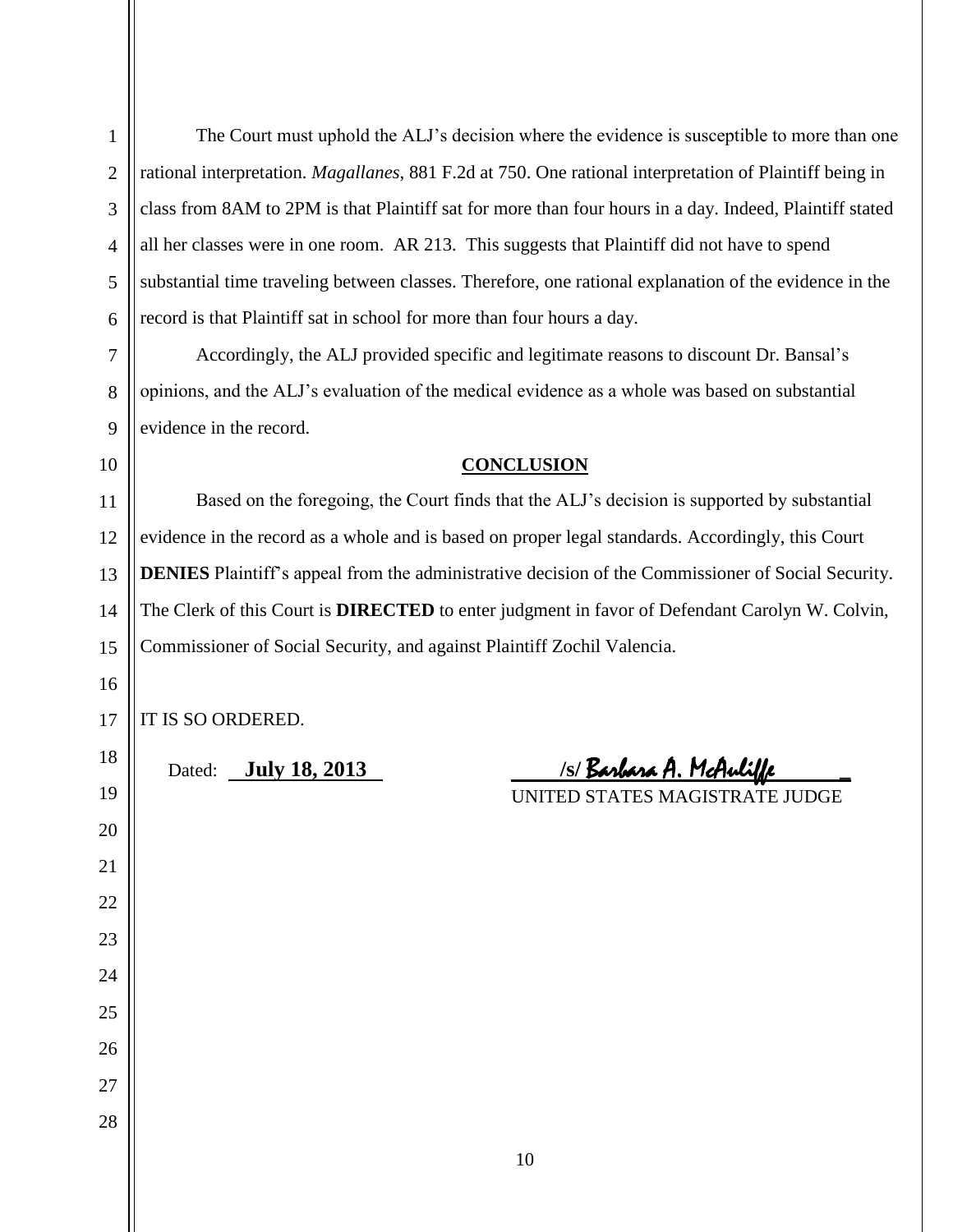The Court must uphold the ALJ's decision where the evidence is susceptible to more than one rational interpretation. *Magallanes*, 881 F.2d at 750. One rational interpretation of Plaintiff being in class from 8AM to 2PM is that Plaintiff sat for more than four hours in a day. Indeed, Plaintiff stated all her classes were in one room. AR 213. This suggests that Plaintiff did not have to spend substantial time traveling between classes. Therefore, one rational explanation of the evidence in the record is that Plaintiff sat in school for more than four hours a day.

Accordingly, the ALJ provided specific and legitimate reasons to discount Dr. Bansal's opinions, and the ALJ's evaluation of the medical evidence as a whole was based on substantial evidence in the record.

## CONCLUSION

Based on the foregoing, the Court finds that the ALJ's decision is supported by substantial evidence in the record as a whole and is based on proper legal standards. Accordingly, this Court **DENIES** Plaintiff's appeal from the administrative decision of the Commissioner of Social Security. The Clerk of this Court is **DIRECTED** to enter judgment in favor of Defendant Carolyn W. Colvin, Commissioner of Social Security, and against Plaintiff Zochil Valencia.

IT IS SO ORDERED.

Dated: **July 18, 2013**

/s/ Barbara A. McAuliffe
UNITED STATES MAGISTRATE JUDGE